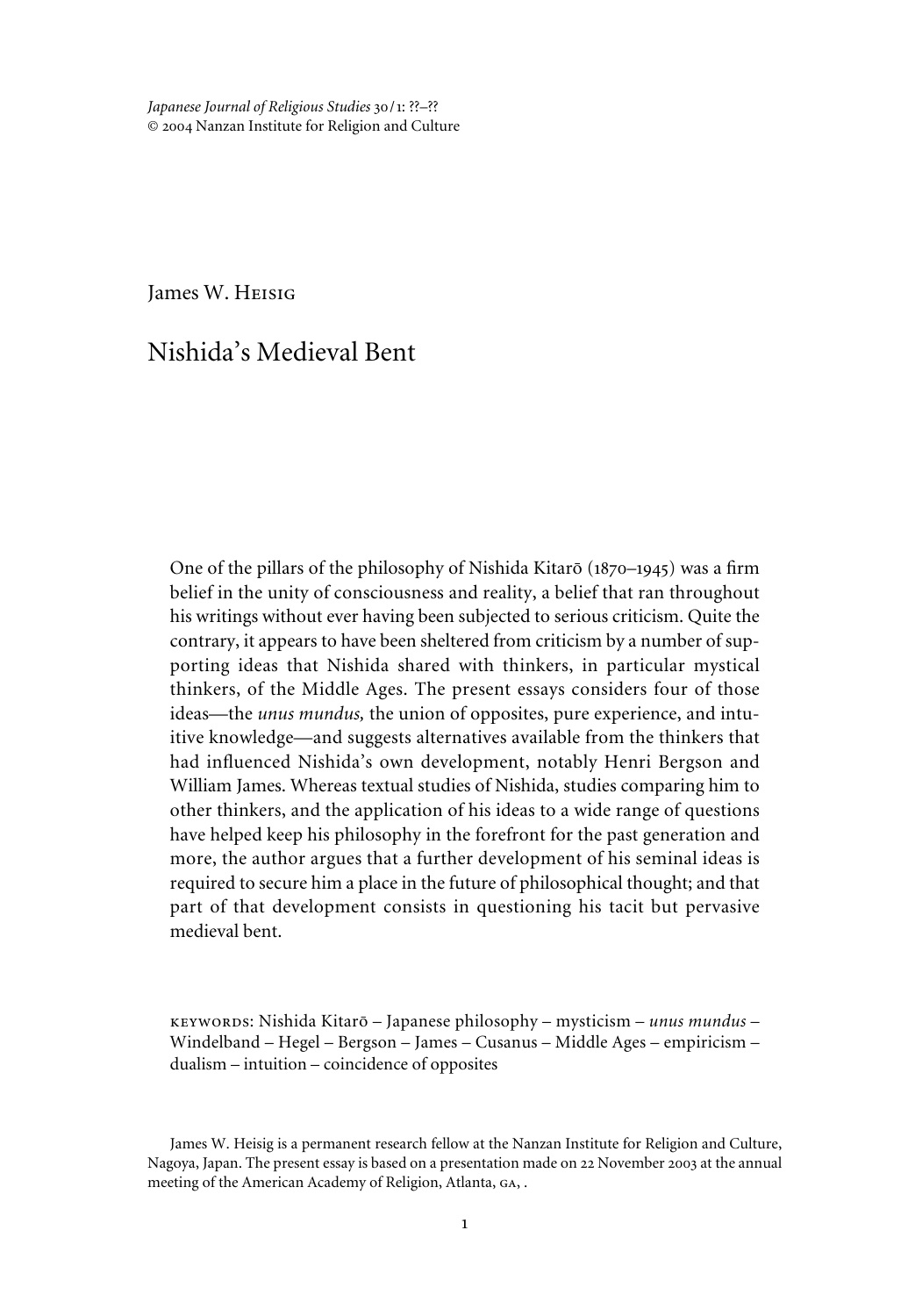James W. Heisig

# Nishida's Medieval Bent

One of the pillars of the philosophy of Nishida Kitarō (1870–1945) was a firm belief in the unity of consciousness and reality, a belief that ran throughout his writings without ever having been subjected to serious criticism. Quite the contrary, it appears to have been sheltered from criticism by a number of supporting ideas that Nishida shared with thinkers, in particular mystical thinkers, of the Middle Ages. The present essays considers four of those ideas—the *unus mundus,* the union of opposites, pure experience, and intuitive knowledge—and suggests alternatives available from the thinkers that had influenced Nishida's own development, notably Henri Bergson and William James. Whereas textual studies of Nishida, studies comparing him to other thinkers, and the application of his ideas to a wide range of questions have helped keep his philosophy in the forefront for the past generation and more, the author argues that a further development of his seminal ideas is required to secure him a place in the future of philosophical thought; and that part of that development consists in questioning his tacit but pervasive medieval bent.

KEYWORDS: Nishida Kitarō – Japanese philosophy – mysticism – *unus mundus* – Windelband – Hegel – Bergson – James – Cusanus – Middle Ages – empiricism – dualism – intuition – coincidence of opposites

James W. Heisig is a permanent research fellow at the Nanzan Institute for Religion and Culture, Nagoya, Japan. The present essay is based on a presentation made on 22 November 2003 at the annual meeting of the American Academy of Religion, Atlanta, GA, .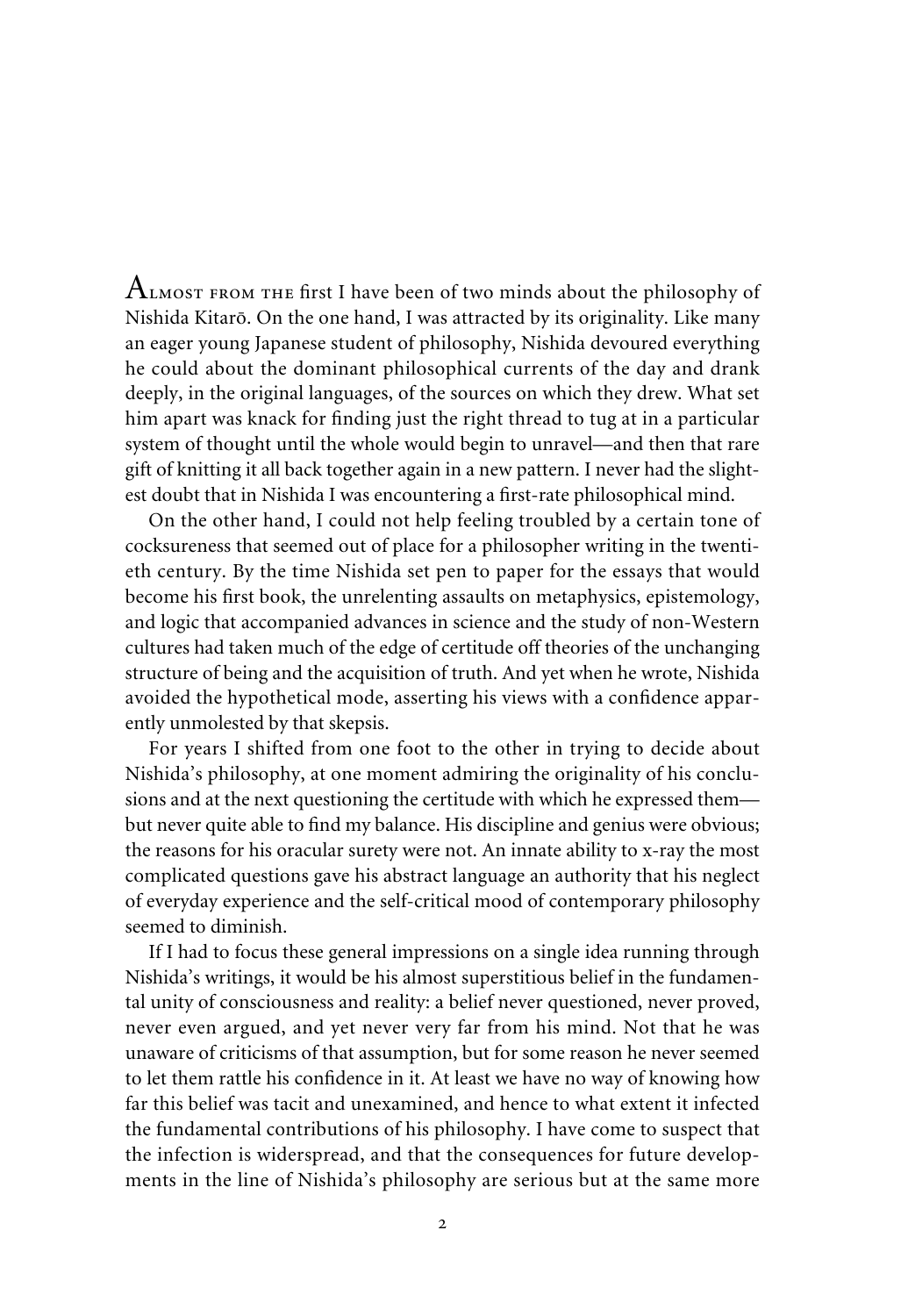Almost from the first I have been of two minds about the philosophy of Nishida Kitarō. On the one hand, I was attracted by its originality. Like many an eager young Japanese student of philosophy, Nishida devoured everything he could about the dominant philosophical currents of the day and drank deeply, in the original languages, of the sources on which they drew. What set him apart was knack for finding just the right thread to tug at in a particular system of thought until the whole would begin to unravel—and then that rare gift of knitting it all back together again in a new pattern. I never had the slightest doubt that in Nishida I was encountering a first-rate philosophical mind.

On the other hand, I could not help feeling troubled by a certain tone of cocksureness that seemed out of place for a philosopher writing in the twentieth century. By the time Nishida set pen to paper for the essays that would become his first book, the unrelenting assaults on metaphysics, epistemology, and logic that accompanied advances in science and the study of non-Western cultures had taken much of the edge of certitude off theories of the unchanging structure of being and the acquisition of truth. And yet when he wrote, Nishida avoided the hypothetical mode, asserting his views with a confidence apparently unmolested by that skepsis.

For years I shifted from one foot to the other in trying to decide about Nishida's philosophy, at one moment admiring the originality of his conclusions and at the next questioning the certitude with which he expressed them—but never quite able to find my balance. His discipline and genius were obvious; the reasons for his oracular surety were not. An innate ability to x-ray the most complicated questions gave his abstract language an authority that his neglect of everyday experience and the self-critical mood of contemporary philosophy seemed to diminish.

If I had to focus these general impressions on a single idea running through Nishida's writings, it would be his almost superstitious belief in the fundamental unity of consciousness and reality: a belief never questioned, never proved, never even argued, and yet never very far from his mind. Not that he was unaware of criticisms of that assumption, but for some reason he never seemed to let them rattle his confidence in it. At least we have no way of knowing how far this belief was tacit and unexamined, and hence to what extent it infected the fundamental contributions of his philosophy. I have come to suspect that the infection is widerspread, and that the consequences for future developments in the line of Nishida's philosophy are serious but at the same more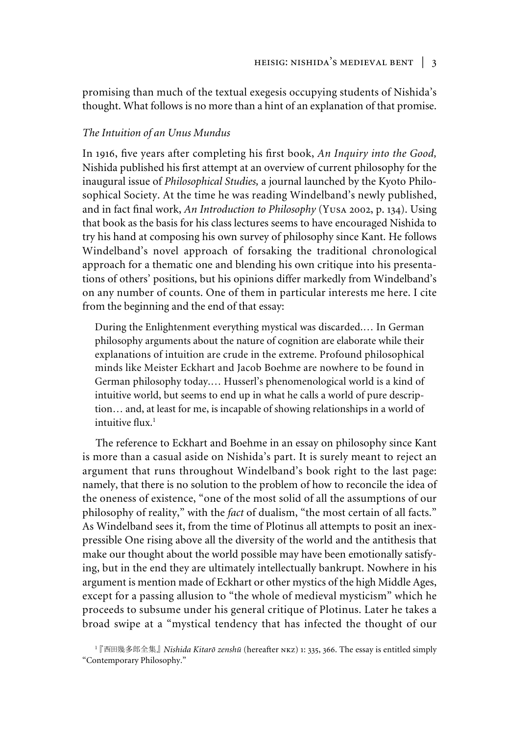promising than much of the textual exegesis occupying students of Nishida's thought. What follows is no more than a hint of an explanation of that promise.

*The Intuition of an Unus Mundus*

In 1916, five years after completing his first book, *An Inquiry into the Good,* Nishida published his first attempt at an overview of current philosophy for the inaugural issue of *Philosophical Studies,* a journal launched by the Kyoto Philosophical Society. At the time he was reading Windelband's newly published, and in fact final work, *An Introduction to Philosophy* (Yusa 2002, p. 134). Using that book as the basis for his class lectures seems to have encouraged Nishida to try his hand at composing his own survey of philosophy since Kant. He follows Windelband's novel approach of forsaking the traditional chronological approach for a thematic one and blending his own critique into his presentations of others' positions, but his opinions differ markedly from Windelband's on any number of counts. One of them in particular interests me here. I cite from the beginning and the end of that essay:

> During the Enlightenment everything mystical was discarded.… In German philosophy arguments about the nature of cognition are elaborate while their explanations of intuition are crude in the extreme. Profound philosophical minds like Meister Eckhart and Jacob Boehme are nowhere to be found in German philosophy today.… Husserl's phenomenological world is a kind of intuitive world, but seems to end up in what he calls a world of pure description… and, at least for me, is incapable of showing relationships in a world of intuitive flux.[1]

The reference to Eckhart and Boehme in an essay on philosophy since Kant is more than a casual aside on Nishida's part. It is surely meant to reject an argument that runs throughout Windelband's book right to the last page: namely, that there is no solution to the problem of how to reconcile the idea of the oneness of existence, "one of the most solid of all the assumptions of our philosophy of reality," with the *fact* of dualism, "the most certain of all facts." As Windelband sees it, from the time of Plotinus all attempts to posit an inexpressible One rising above all the diversity of the world and the antithesis that make our thought about the world possible may have been emotionally satisfying, but in the end they are ultimately intellectually bankrupt. Nowhere in his argument is mention made of Eckhart or other mystics of the high Middle Ages, except for a passing allusion to "the whole of medieval mysticism" which he proceeds to subsume under his general critique of Plotinus. Later he takes a broad swipe at a "mystical tendency that has infected the thought of our

[1]『西田幾多郎全集』*Nishida Kitarō zenshū* (hereafter nkz) 1: 335, 366. The essay is entitled simply "Contemporary Philosophy."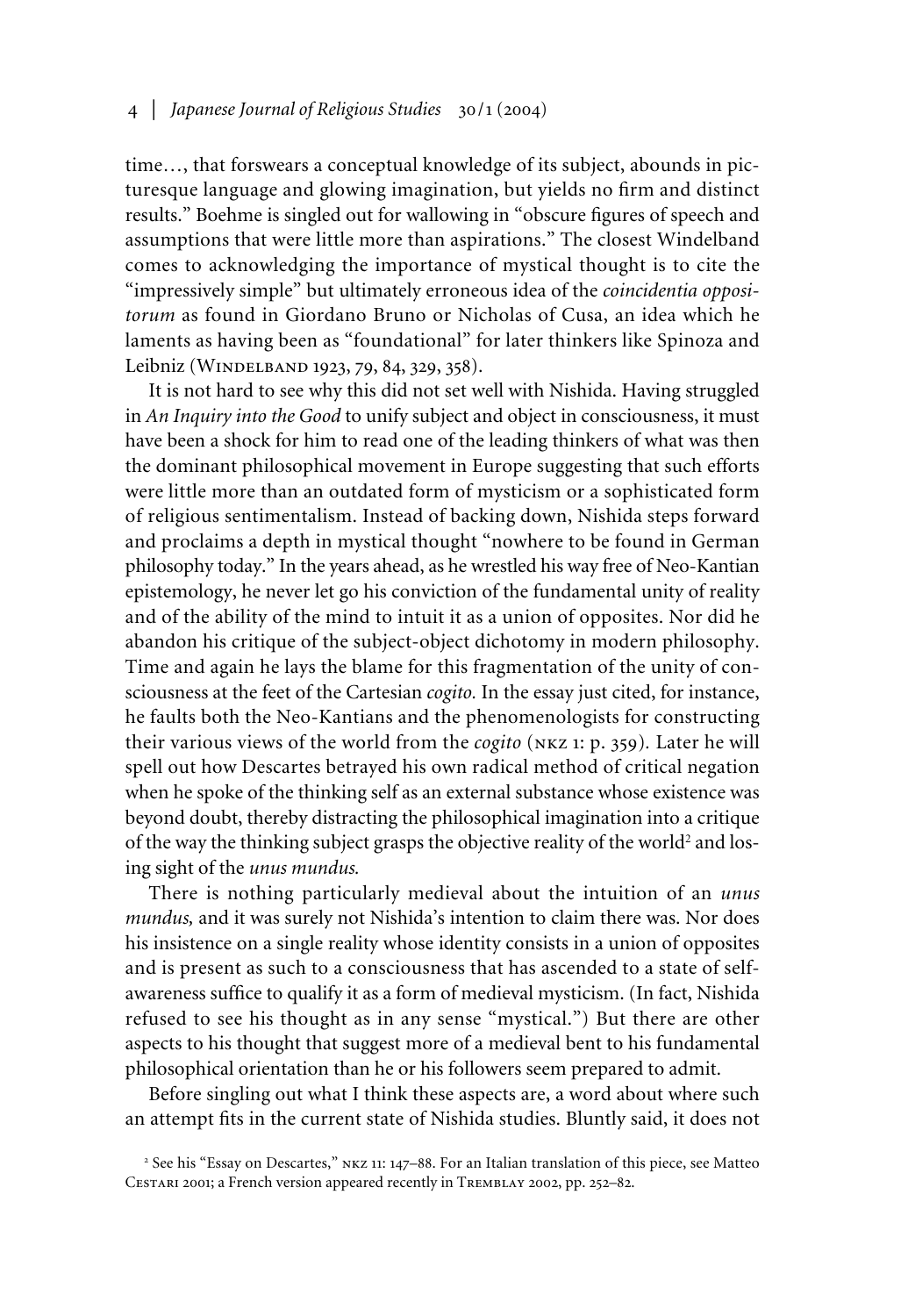time…, that forswears a conceptual knowledge of its subject, abounds in picturesque language and glowing imagination, but yields no firm and distinct results." Boehme is singled out for wallowing in "obscure figures of speech and assumptions that were little more than aspirations." The closest Windelband comes to acknowledging the importance of mystical thought is to cite the "impressively simple" but ultimately erroneous idea of the *coincidentia oppositorum* as found in Giordano Bruno or Nicholas of Cusa, an idea which he laments as having been as "foundational" for later thinkers like Spinoza and Leibniz (Windelband 1923, 79, 84, 329, 358).

It is not hard to see why this did not set well with Nishida. Having struggled in *An Inquiry into the Good* to unify subject and object in consciousness, it must have been a shock for him to read one of the leading thinkers of what was then the dominant philosophical movement in Europe suggesting that such efforts were little more than an outdated form of mysticism or a sophisticated form of religious sentimentalism. Instead of backing down, Nishida steps forward and proclaims a depth in mystical thought "nowhere to be found in German philosophy today." In the years ahead, as he wrestled his way free of Neo-Kantian epistemology, he never let go his conviction of the fundamental unity of reality and of the ability of the mind to intuit it as a union of opposites. Nor did he abandon his critique of the subject-object dichotomy in modern philosophy. Time and again he lays the blame for this fragmentation of the unity of consciousness at the feet of the Cartesian *cogito.* In the essay just cited, for instance, he faults both the Neo-Kantians and the phenomenologists for constructing their various views of the world from the *cogito* (NKZ 1: p. 359). Later he will spell out how Descartes betrayed his own radical method of critical negation when he spoke of the thinking self as an external substance whose existence was beyond doubt, thereby distracting the philosophical imagination into a critique of the way the thinking subject grasps the objective reality of the world[2] and losing sight of the *unus mundus.*

There is nothing particularly medieval about the intuition of an *unus mundus,* and it was surely not Nishida's intention to claim there was. Nor does his insistence on a single reality whose identity consists in a union of opposites and is present as such to a consciousness that has ascended to a state of self-awareness suffice to qualify it as a form of medieval mysticism. (In fact, Nishida refused to see his thought as in any sense "mystical.") But there are other aspects to his thought that suggest more of a medieval bent to his fundamental philosophical orientation than he or his followers seem prepared to admit.

Before singling out what I think these aspects are, a word about where such an attempt fits in the current state of Nishida studies. Bluntly said, it does not

---

[2] See his "Essay on Descartes," NKZ 11: 147–88. For an Italian translation of this piece, see Matteo Cestari 2001; a French version appeared recently in Tremblay 2002, pp. 252–82.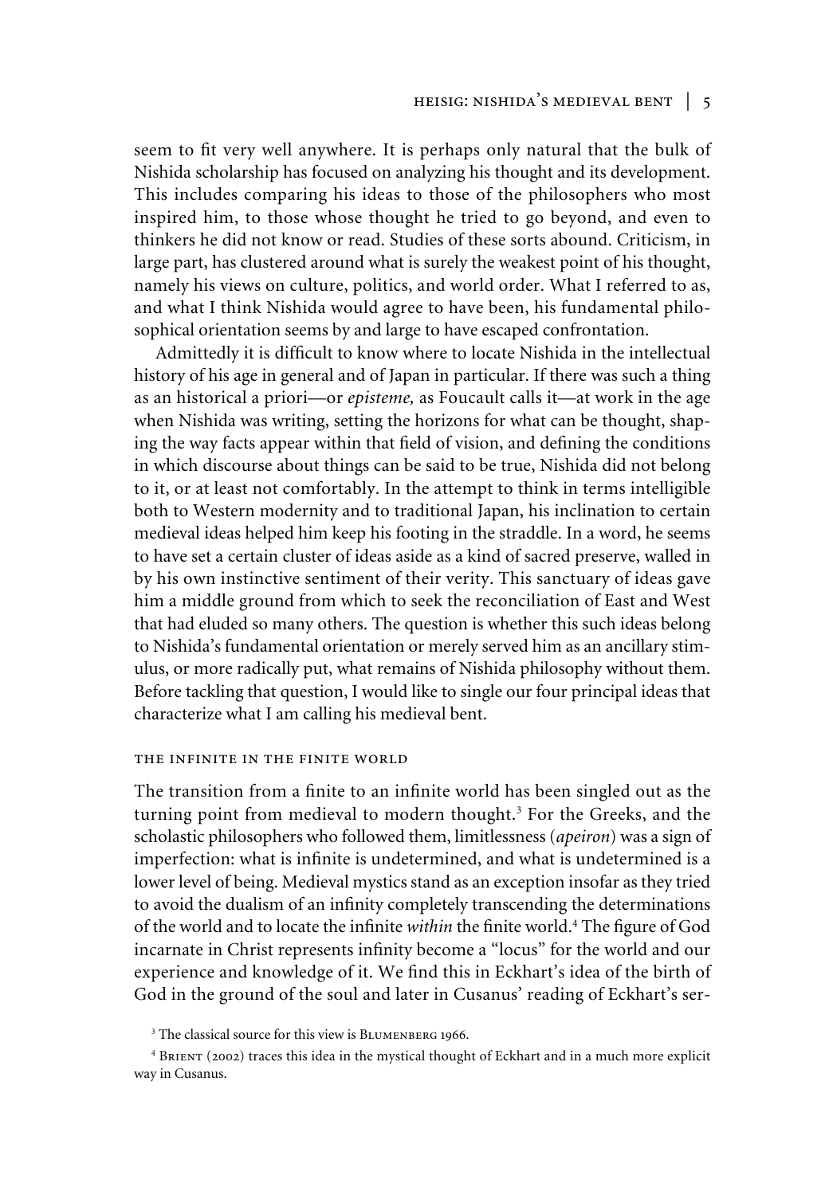seem to fit very well anywhere. It is perhaps only natural that the bulk of Nishida scholarship has focused on analyzing his thought and its development. This includes comparing his ideas to those of the philosophers who most inspired him, to those whose thought he tried to go beyond, and even to thinkers he did not know or read. Studies of these sorts abound. Criticism, in large part, has clustered around what is surely the weakest point of his thought, namely his views on culture, politics, and world order. What I referred to as, and what I think Nishida would agree to have been, his fundamental philosophical orientation seems by and large to have escaped confrontation.

Admittedly it is difficult to know where to locate Nishida in the intellectual history of his age in general and of Japan in particular. If there was such a thing as an historical a priori—or *episteme,* as Foucault calls it—at work in the age when Nishida was writing, setting the horizons for what can be thought, shaping the way facts appear within that field of vision, and defining the conditions in which discourse about things can be said to be true, Nishida did not belong to it, or at least not comfortably. In the attempt to think in terms intelligible both to Western modernity and to traditional Japan, his inclination to certain medieval ideas helped him keep his footing in the straddle. In a word, he seems to have set a certain cluster of ideas aside as a kind of sacred preserve, walled in by his own instinctive sentiment of their verity. This sanctuary of ideas gave him a middle ground from which to seek the reconciliation of East and West that had eluded so many others. The question is whether this such ideas belong to Nishida's fundamental orientation or merely served him as an ancillary stimulus, or more radically put, what remains of Nishida philosophy without them. Before tackling that question, I would like to single our four principal ideas that characterize what I am calling his medieval bent.

## The infinite in the finite world

The transition from a finite to an infinite world has been singled out as the turning point from medieval to modern thought.[3] For the Greeks, and the scholastic philosophers who followed them, limitlessness (*apeiron*) was a sign of imperfection: what is infinite is undetermined, and what is undetermined is a lower level of being. Medieval mystics stand as an exception insofar as they tried to avoid the dualism of an infinity completely transcending the determinations of the world and to locate the infinite *within* the finite world.[4] The figure of God incarnate in Christ represents infinity become a "locus" for the world and our experience and knowledge of it. We find this in Eckhart's idea of the birth of God in the ground of the soul and later in Cusanus' reading of Eckhart's ser-

[3] The classical source for this view is Blumenberg 1966.

[4] Brient (2002) traces this idea in the mystical thought of Eckhart and in a much more explicit way in Cusanus.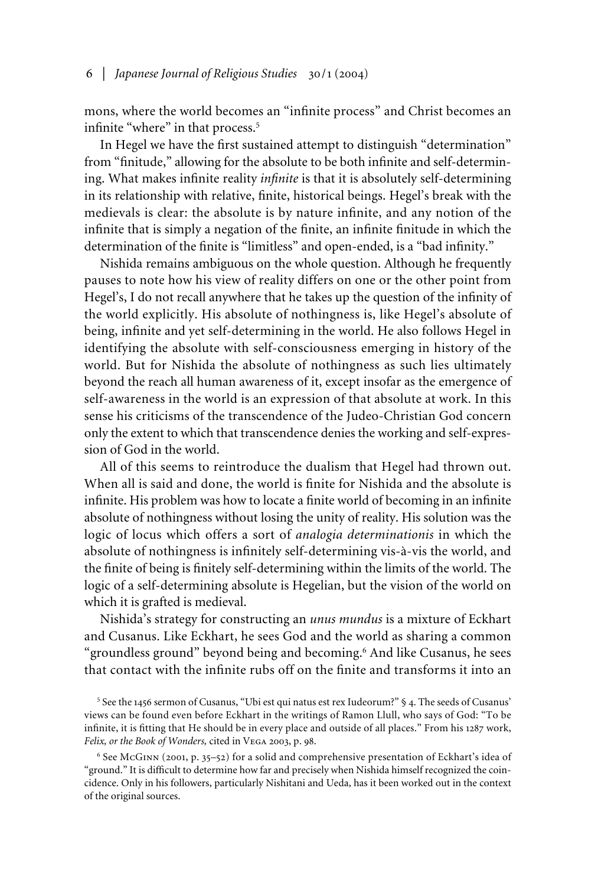mons, where the world becomes an "infinite process" and Christ becomes an infinite "where" in that process.[5]

In Hegel we have the first sustained attempt to distinguish "determination" from "finitude," allowing for the absolute to be both infinite and self-determining. What makes infinite reality *infinite* is that it is absolutely self-determining in its relationship with relative, finite, historical beings. Hegel's break with the medievals is clear: the absolute is by nature infinite, and any notion of the infinite that is simply a negation of the finite, an infinite finitude in which the determination of the finite is "limitless" and open-ended, is a "bad infinity."

Nishida remains ambiguous on the whole question. Although he frequently pauses to note how his view of reality differs on one or the other point from Hegel's, I do not recall anywhere that he takes up the question of the infinity of the world explicitly. His absolute of nothingness is, like Hegel's absolute of being, infinite and yet self-determining in the world. He also follows Hegel in identifying the absolute with self-consciousness emerging in history of the world. But for Nishida the absolute of nothingness as such lies ultimately beyond the reach all human awareness of it, except insofar as the emergence of self-awareness in the world is an expression of that absolute at work. In this sense his criticisms of the transcendence of the Judeo-Christian God concern only the extent to which that transcendence denies the working and self-expression of God in the world.

All of this seems to reintroduce the dualism that Hegel had thrown out. When all is said and done, the world is finite for Nishida and the absolute is infinite. His problem was how to locate a finite world of becoming in an infinite absolute of nothingness without losing the unity of reality. His solution was the logic of locus which offers a sort of *analogia determinationis* in which the absolute of nothingness is infinitely self-determining vis-à-vis the world, and the finite of being is finitely self-determining within the limits of the world. The logic of a self-determining absolute is Hegelian, but the vision of the world on which it is grafted is medieval.

Nishida's strategy for constructing an *unus mundus* is a mixture of Eckhart and Cusanus. Like Eckhart, he sees God and the world as sharing a common "groundless ground" beyond being and becoming.[6] And like Cusanus, he sees that contact with the infinite rubs off on the finite and transforms it into an

[5] See the 1456 sermon of Cusanus, "Ubi est qui natus est rex Iudeorum?" § 4. The seeds of Cusanus' views can be found even before Eckhart in the writings of Ramon Llull, who says of God: "To be infinite, it is fitting that He should be in every place and outside of all places." From his 1287 work, *Felix, or the Book of Wonders,* cited in Vega 2003, p. 98.

[6] See McGinn (2001, p. 35–52) for a solid and comprehensive presentation of Eckhart's idea of "ground." It is difficult to determine how far and precisely when Nishida himself recognized the coincidence. Only in his followers, particularly Nishitani and Ueda, has it been worked out in the context of the original sources.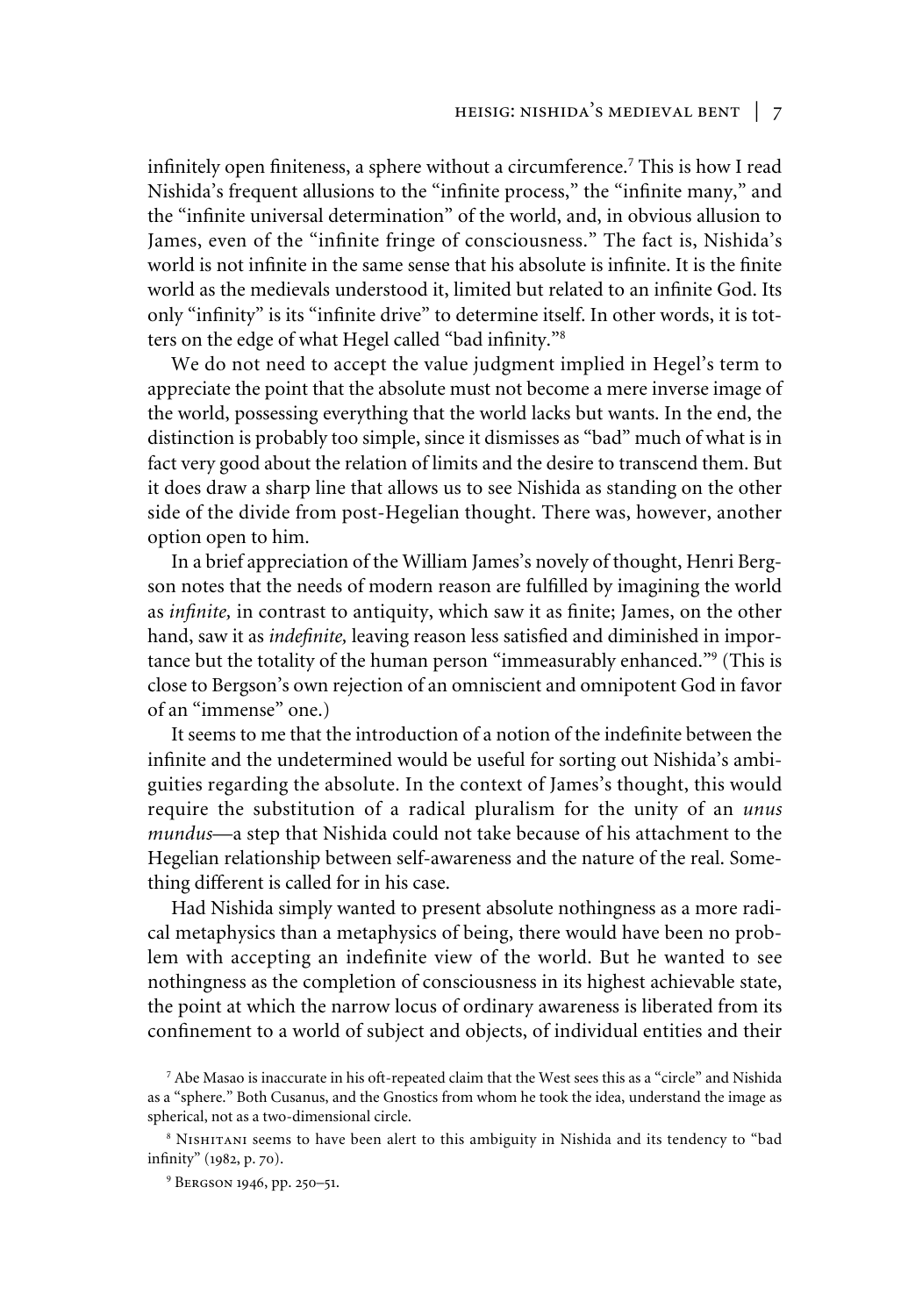infinitely open finiteness, a sphere without a circumference.[7] This is how I read Nishida's frequent allusions to the "infinite process," the "infinite many," and the "infinite universal determination" of the world, and, in obvious allusion to James, even of the "infinite fringe of consciousness." The fact is, Nishida's world is not infinite in the same sense that his absolute is infinite. It is the finite world as the medievals understood it, limited but related to an infinite God. Its only "infinity" is its "infinite drive" to determine itself. In other words, it is totters on the edge of what Hegel called "bad infinity."[8]

We do not need to accept the value judgment implied in Hegel's term to appreciate the point that the absolute must not become a mere inverse image of the world, possessing everything that the world lacks but wants. In the end, the distinction is probably too simple, since it dismisses as "bad" much of what is in fact very good about the relation of limits and the desire to transcend them. But it does draw a sharp line that allows us to see Nishida as standing on the other side of the divide from post-Hegelian thought. There was, however, another option open to him.

In a brief appreciation of the William James's novely of thought, Henri Bergson notes that the needs of modern reason are fulfilled by imagining the world as *infinite,* in contrast to antiquity, which saw it as finite; James, on the other hand, saw it as *indefinite,* leaving reason less satisfied and diminished in importance but the totality of the human person "immeasurably enhanced."[9] (This is close to Bergson's own rejection of an omniscient and omnipotent God in favor of an "immense" one.)

It seems to me that the introduction of a notion of the indefinite between the infinite and the undetermined would be useful for sorting out Nishida's ambiguities regarding the absolute. In the context of James's thought, this would require the substitution of a radical pluralism for the unity of an *unus mundus*—a step that Nishida could not take because of his attachment to the Hegelian relationship between self-awareness and the nature of the real. Something different is called for in his case.

Had Nishida simply wanted to present absolute nothingness as a more radical metaphysics than a metaphysics of being, there would have been no problem with accepting an indefinite view of the world. But he wanted to see nothingness as the completion of consciousness in its highest achievable state, the point at which the narrow locus of ordinary awareness is liberated from its confinement to a world of subject and objects, of individual entities and their

[7] Abe Masao is inaccurate in his oft-repeated claim that the West sees this as a "circle" and Nishida as a "sphere." Both Cusanus, and the Gnostics from whom he took the idea, understand the image as spherical, not as a two-dimensional circle.

[8] Nishitani seems to have been alert to this ambiguity in Nishida and its tendency to "bad infinity" (1982, p. 70).

[9] Bergson 1946, pp. 250–51.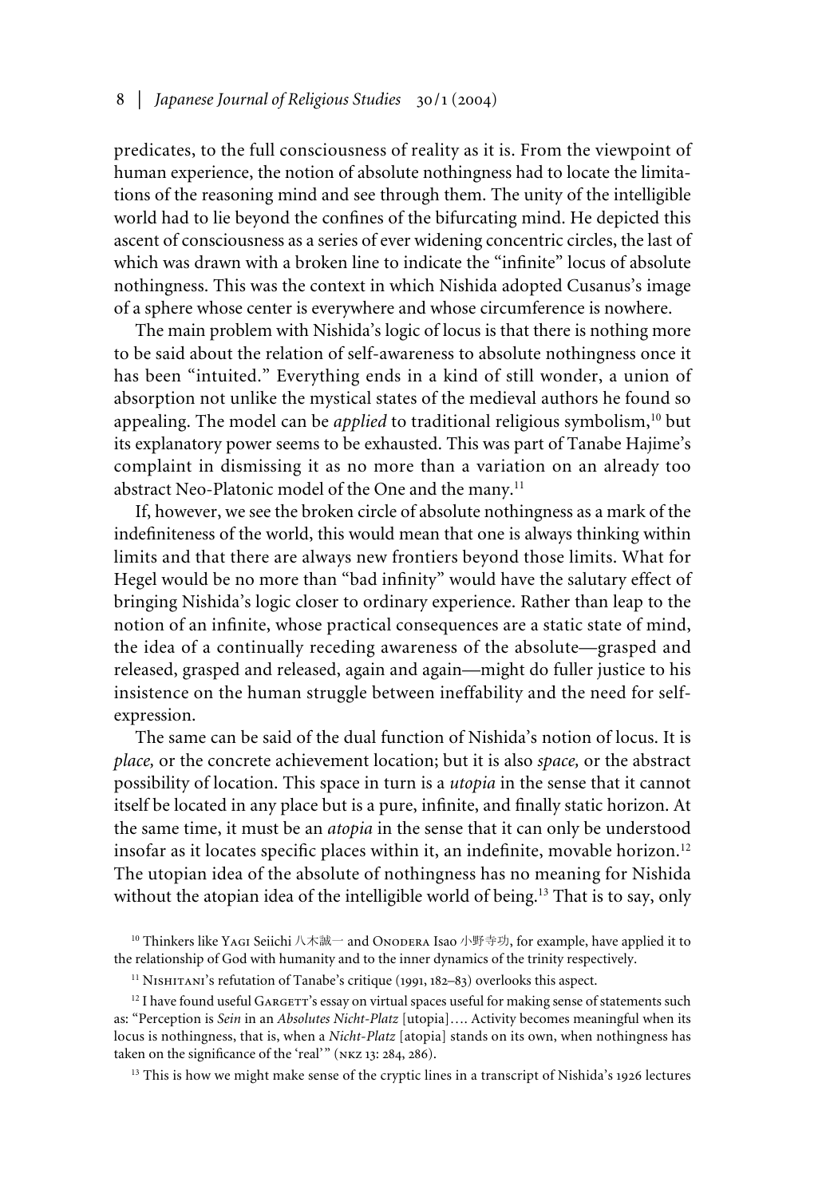predicates, to the full consciousness of reality as it is. From the viewpoint of human experience, the notion of absolute nothingness had to locate the limitations of the reasoning mind and see through them. The unity of the intelligible world had to lie beyond the confines of the bifurcating mind. He depicted this ascent of consciousness as a series of ever widening concentric circles, the last of which was drawn with a broken line to indicate the "infinite" locus of absolute nothingness. This was the context in which Nishida adopted Cusanus's image of a sphere whose center is everywhere and whose circumference is nowhere.

The main problem with Nishida's logic of locus is that there is nothing more to be said about the relation of self-awareness to absolute nothingness once it has been "intuited." Everything ends in a kind of still wonder, a union of absorption not unlike the mystical states of the medieval authors he found so appealing. The model can be *applied* to traditional religious symbolism,[10] but its explanatory power seems to be exhausted. This was part of Tanabe Hajime's complaint in dismissing it as no more than a variation on an already too abstract Neo-Platonic model of the One and the many.[11]

If, however, we see the broken circle of absolute nothingness as a mark of the indefiniteness of the world, this would mean that one is always thinking within limits and that there are always new frontiers beyond those limits. What for Hegel would be no more than "bad infinity" would have the salutary effect of bringing Nishida's logic closer to ordinary experience. Rather than leap to the notion of an infinite, whose practical consequences are a static state of mind, the idea of a continually receding awareness of the absolute—grasped and released, grasped and released, again and again—might do fuller justice to his insistence on the human struggle between ineffability and the need for self-expression.

The same can be said of the dual function of Nishida's notion of locus. It is *place,* or the concrete achievement location; but it is also *space,* or the abstract possibility of location. This space in turn is a *utopia* in the sense that it cannot itself be located in any place but is a pure, infinite, and finally static horizon. At the same time, it must be an *atopia* in the sense that it can only be understood insofar as it locates specific places within it, an indefinite, movable horizon.[12] The utopian idea of the absolute of nothingness has no meaning for Nishida without the atopian idea of the intelligible world of being.[13] That is to say, only

---

[10] Thinkers like Yagi Seiichi 八木誠一 and Onodera Isao 小野寺功, for example, have applied it to the relationship of God with humanity and to the inner dynamics of the trinity respectively.

[11] Nishitani's refutation of Tanabe's critique (1991, 182–83) overlooks this aspect.

[12] I have found useful Gargett's essay on virtual spaces useful for making sense of statements such as: "Perception is *Sein* in an *Absolutes Nicht-Platz* [utopia]…. Activity becomes meaningful when its locus is nothingness, that is, when a *Nicht-Platz* [atopia] stands on its own, when nothingness has taken on the significance of the 'real'" (nkz 13: 284, 286).

[13] This is how we might make sense of the cryptic lines in a transcript of Nishida's 1926 lectures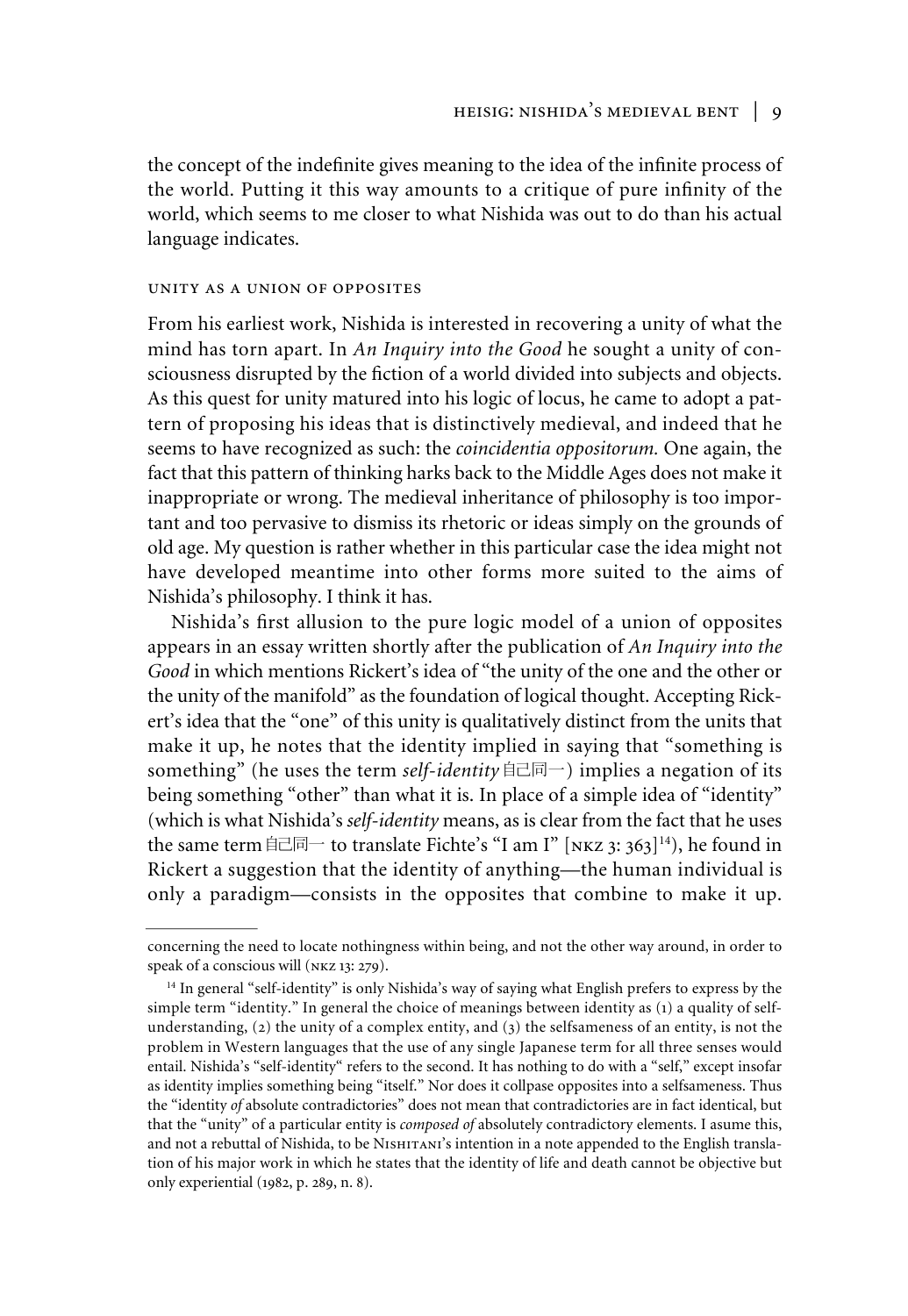the concept of the indefinite gives meaning to the idea of the infinite process of the world. Putting it this way amounts to a critique of pure infinity of the world, which seems to me closer to what Nishida was out to do than his actual language indicates.

### unity as a union of opposites

From his earliest work, Nishida is interested in recovering a unity of what the mind has torn apart. In *An Inquiry into the Good* he sought a unity of consciousness disrupted by the fiction of a world divided into subjects and objects. As this quest for unity matured into his logic of locus, he came to adopt a pattern of proposing his ideas that is distinctively medieval, and indeed that he seems to have recognized as such: the *coincidentia oppositorum.* One again, the fact that this pattern of thinking harks back to the Middle Ages does not make it inappropriate or wrong. The medieval inheritance of philosophy is too important and too pervasive to dismiss its rhetoric or ideas simply on the grounds of old age. My question is rather whether in this particular case the idea might not have developed meantime into other forms more suited to the aims of Nishida's philosophy. I think it has.

Nishida's first allusion to the pure logic model of a union of opposites appears in an essay written shortly after the publication of *An Inquiry into the Good* in which mentions Rickert's idea of "the unity of the one and the other or the unity of the manifold" as the foundation of logical thought. Accepting Rickert's idea that the "one" of this unity is qualitatively distinct from the units that make it up, he notes that the identity implied in saying that "something is something" (he uses the term *self-identity* 自己同一) implies a negation of its being something "other" than what it is. In place of a simple idea of "identity" (which is what Nishida's *self-identity* means, as is clear from the fact that he uses the same term 自己同一 to translate Fichte's "I am I" [nkz 3: 363][14]), he found in Rickert a suggestion that the identity of anything—the human individual is only a paradigm—consists in the opposites that combine to make it up.

---

concerning the need to locate nothingness within being, and not the other way around, in order to speak of a conscious will (nkz 13: 279).

[14] In general "self-identity" is only Nishida's way of saying what English prefers to express by the simple term "identity." In general the choice of meanings between identity as (1) a quality of self-understanding, (2) the unity of a complex entity, and (3) the selfsameness of an entity, is not the problem in Western languages that the use of any single Japanese term for all three senses would entail. Nishida's "self-identity" refers to the second. It has nothing to do with a "self," except insofar as identity implies something being "itself." Nor does it collpase opposites into a selfsameness. Thus the "identity *of* absolute contradictories" does not mean that contradictories are in fact identical, but that the "unity" of a particular entity is *composed of* absolutely contradictory elements. I asume this, and not a rebuttal of Nishida, to be Nishitani's intention in a note appended to the English translation of his major work in which he states that the identity of life and death cannot be objective but only experiential (1982, p. 289, n. 8).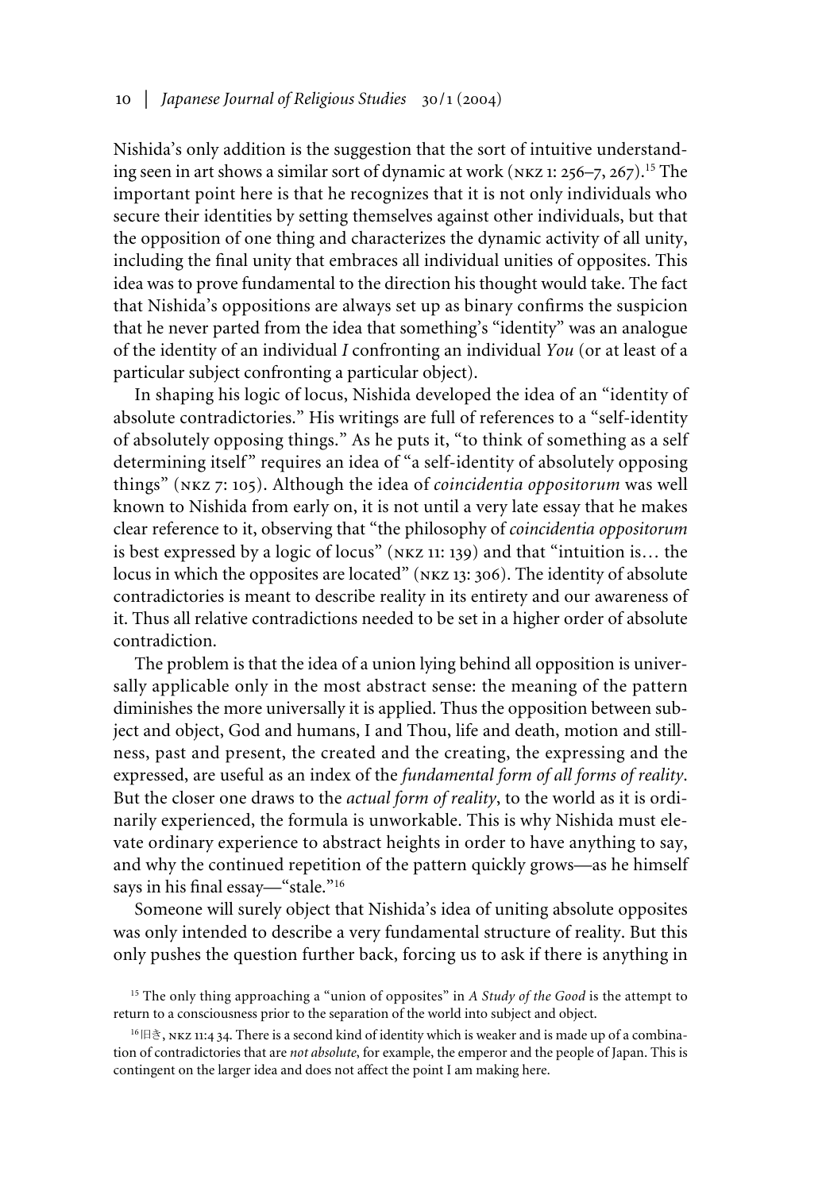Nishida's only addition is the suggestion that the sort of intuitive understanding seen in art shows a similar sort of dynamic at work (NKZ 1: 256–7, 267).[15] The important point here is that he recognizes that it is not only individuals who secure their identities by setting themselves against other individuals, but that the opposition of one thing and characterizes the dynamic activity of all unity, including the final unity that embraces all individual unities of opposites. This idea was to prove fundamental to the direction his thought would take. The fact that Nishida's oppositions are always set up as binary confirms the suspicion that he never parted from the idea that something's "identity" was an analogue of the identity of an individual *I* confronting an individual *You* (or at least of a particular subject confronting a particular object).

In shaping his logic of locus, Nishida developed the idea of an "identity of absolute contradictories." His writings are full of references to a "self-identity of absolutely opposing things." As he puts it, "to think of something as a self determining itself" requires an idea of "a self-identity of absolutely opposing things" (NKZ 7: 105). Although the idea of *coincidentia oppositorum* was well known to Nishida from early on, it is not until a very late essay that he makes clear reference to it, observing that "the philosophy of *coincidentia oppositorum* is best expressed by a logic of locus" (NKZ 11: 139) and that "intuition is… the locus in which the opposites are located" (NKZ 13: 306). The identity of absolute contradictories is meant to describe reality in its entirety and our awareness of it. Thus all relative contradictions needed to be set in a higher order of absolute contradiction.

The problem is that the idea of a union lying behind all opposition is universally applicable only in the most abstract sense: the meaning of the pattern diminishes the more universally it is applied. Thus the opposition between subject and object, God and humans, I and Thou, life and death, motion and stillness, past and present, the created and the creating, the expressing and the expressed, are useful as an index of the *fundamental form of all forms of reality*. But the closer one draws to the *actual form of reality*, to the world as it is ordinarily experienced, the formula is unworkable. This is why Nishida must elevate ordinary experience to abstract heights in order to have anything to say, and why the continued repetition of the pattern quickly grows—as he himself says in his final essay—"stale."[16]

Someone will surely object that Nishida's idea of uniting absolute opposites was only intended to describe a very fundamental structure of reality. But this only pushes the question further back, forcing us to ask if there is anything in

[15] The only thing approaching a "union of opposites" in *A Study of the Good* is the attempt to return to a consciousness prior to the separation of the world into subject and object.

[16] 旧き, NKZ 11:4 34. There is a second kind of identity which is weaker and is made up of a combination of contradictories that are *not absolute*, for example, the emperor and the people of Japan. This is contingent on the larger idea and does not affect the point I am making here.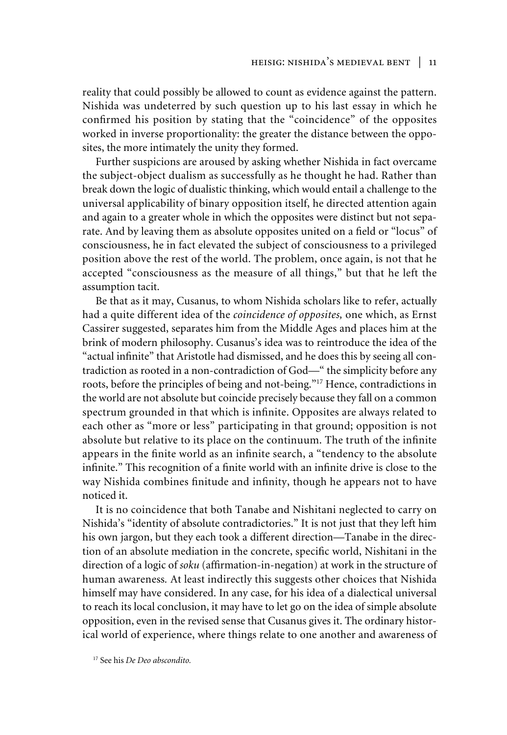reality that could possibly be allowed to count as evidence against the pattern. Nishida was undeterred by such question up to his last essay in which he confirmed his position by stating that the "coincidence" of the opposites worked in inverse proportionality: the greater the distance between the opposites, the more intimately the unity they formed.

Further suspicions are aroused by asking whether Nishida in fact overcame the subject-object dualism as successfully as he thought he had. Rather than break down the logic of dualistic thinking, which would entail a challenge to the universal applicability of binary opposition itself, he directed attention again and again to a greater whole in which the opposites were distinct but not separate. And by leaving them as absolute opposites united on a field or "locus" of consciousness, he in fact elevated the subject of consciousness to a privileged position above the rest of the world. The problem, once again, is not that he accepted "consciousness as the measure of all things," but that he left the assumption tacit.

Be that as it may, Cusanus, to whom Nishida scholars like to refer, actually had a quite different idea of the *coincidence of opposites,* one which, as Ernst Cassirer suggested, separates him from the Middle Ages and places him at the brink of modern philosophy. Cusanus's idea was to reintroduce the idea of the "actual infinite" that Aristotle had dismissed, and he does this by seeing all contradiction as rooted in a non-contradiction of God—" the simplicity before any roots, before the principles of being and not-being."[17] Hence, contradictions in the world are not absolute but coincide precisely because they fall on a common spectrum grounded in that which is infinite. Opposites are always related to each other as "more or less" participating in that ground; opposition is not absolute but relative to its place on the continuum. The truth of the infinite appears in the finite world as an infinite search, a "tendency to the absolute infinite." This recognition of a finite world with an infinite drive is close to the way Nishida combines finitude and infinity, though he appears not to have noticed it.

It is no coincidence that both Tanabe and Nishitani neglected to carry on Nishida's "identity of absolute contradictories." It is not just that they left him his own jargon, but they each took a different direction—Tanabe in the direction of an absolute mediation in the concrete, specific world, Nishitani in the direction of a logic of *soku* (affirmation-in-negation) at work in the structure of human awareness. At least indirectly this suggests other choices that Nishida himself may have considered. In any case, for his idea of a dialectical universal to reach its local conclusion, it may have to let go on the idea of simple absolute opposition, even in the revised sense that Cusanus gives it. The ordinary historical world of experience, where things relate to one another and awareness of

[17] See his *De Deo abscondito.*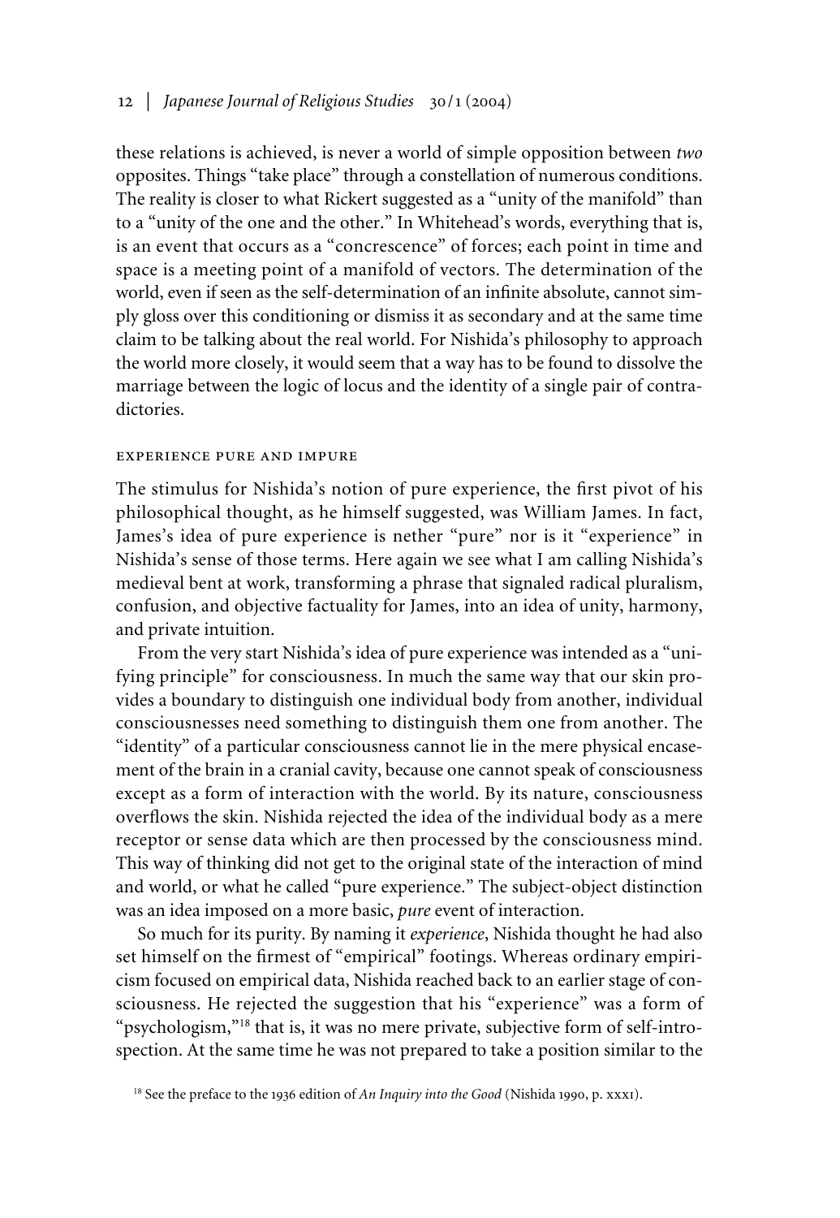these relations is achieved, is never a world of simple opposition between *two* opposites. Things "take place" through a constellation of numerous conditions. The reality is closer to what Rickert suggested as a "unity of the manifold" than to a "unity of the one and the other." In Whitehead's words, everything that is, is an event that occurs as a "concrescence" of forces; each point in time and space is a meeting point of a manifold of vectors. The determination of the world, even if seen as the self-determination of an infinite absolute, cannot simply gloss over this conditioning or dismiss it as secondary and at the same time claim to be talking about the real world. For Nishida's philosophy to approach the world more closely, it would seem that a way has to be found to dissolve the marriage between the logic of locus and the identity of a single pair of contradictories.

## EXPERIENCE PURE AND IMPURE

The stimulus for Nishida's notion of pure experience, the first pivot of his philosophical thought, as he himself suggested, was William James. In fact, James's idea of pure experience is nether "pure" nor is it "experience" in Nishida's sense of those terms. Here again we see what I am calling Nishida's medieval bent at work, transforming a phrase that signaled radical pluralism, confusion, and objective factuality for James, into an idea of unity, harmony, and private intuition.

From the very start Nishida's idea of pure experience was intended as a "unifying principle" for consciousness. In much the same way that our skin provides a boundary to distinguish one individual body from another, individual consciousnesses need something to distinguish them one from another. The "identity" of a particular consciousness cannot lie in the mere physical encasement of the brain in a cranial cavity, because one cannot speak of consciousness except as a form of interaction with the world. By its nature, consciousness overflows the skin. Nishida rejected the idea of the individual body as a mere receptor or sense data which are then processed by the consciousness mind. This way of thinking did not get to the original state of the interaction of mind and world, or what he called "pure experience." The subject-object distinction was an idea imposed on a more basic, *pure* event of interaction.

So much for its purity. By naming it *experience*, Nishida thought he had also set himself on the firmest of "empirical" footings. Whereas ordinary empiricism focused on empirical data, Nishida reached back to an earlier stage of consciousness. He rejected the suggestion that his "experience" was a form of "psychologism,"[18] that is, it was no mere private, subjective form of self-introspection. At the same time he was not prepared to take a position similar to the

[18] See the preface to the 1936 edition of *An Inquiry into the Good* (Nishida 1990, p. xxxi).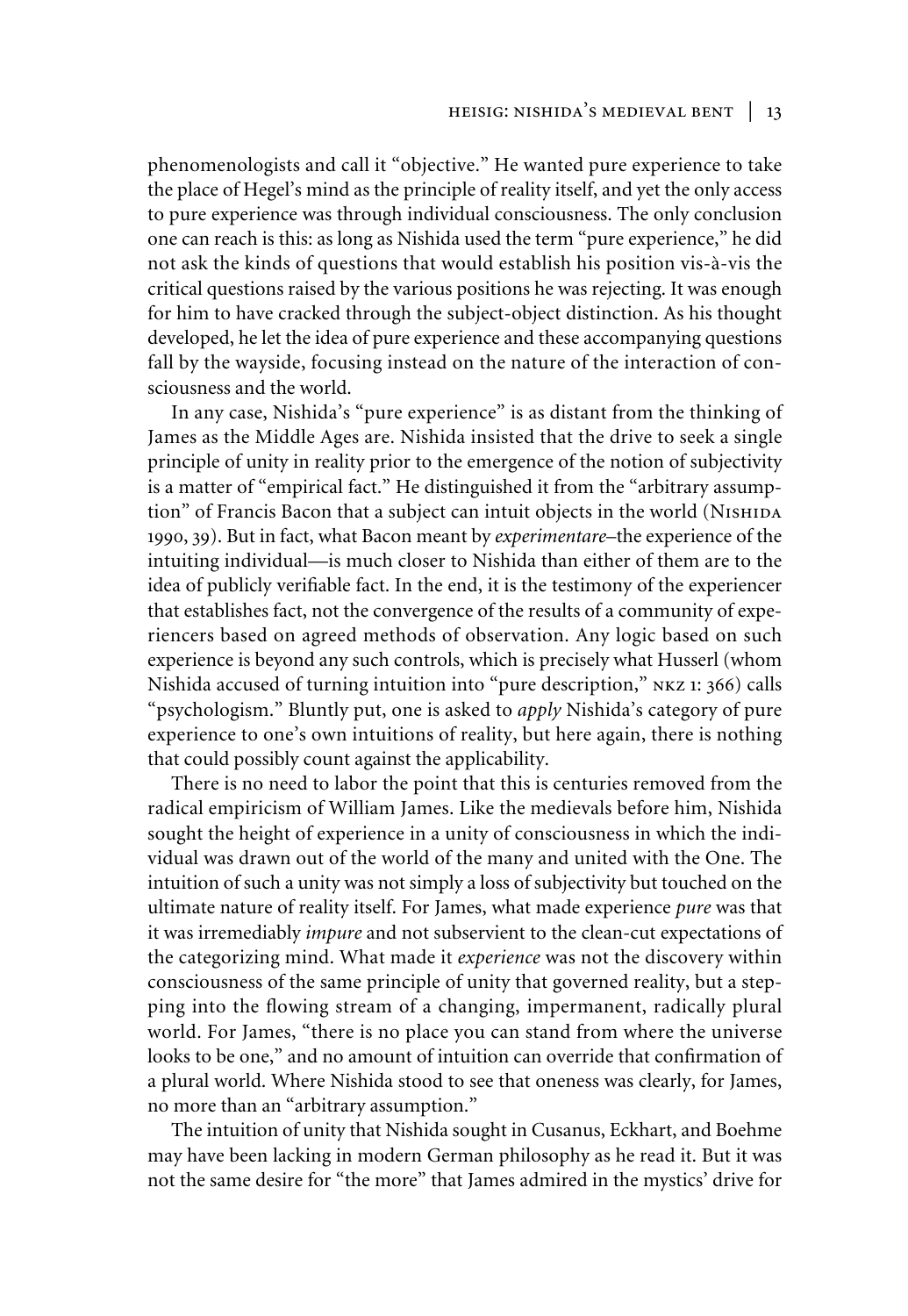phenomenologists and call it "objective." He wanted pure experience to take the place of Hegel's mind as the principle of reality itself, and yet the only access to pure experience was through individual consciousness. The only conclusion one can reach is this: as long as Nishida used the term "pure experience," he did not ask the kinds of questions that would establish his position vis-à-vis the critical questions raised by the various positions he was rejecting. It was enough for him to have cracked through the subject-object distinction. As his thought developed, he let the idea of pure experience and these accompanying questions fall by the wayside, focusing instead on the nature of the interaction of consciousness and the world.

In any case, Nishida's "pure experience" is as distant from the thinking of James as the Middle Ages are. Nishida insisted that the drive to seek a single principle of unity in reality prior to the emergence of the notion of subjectivity is a matter of "empirical fact." He distinguished it from the "arbitrary assumption" of Francis Bacon that a subject can intuit objects in the world (Nishida 1990, 39). But in fact, what Bacon meant by *experimentare*–the experience of the intuiting individual—is much closer to Nishida than either of them are to the idea of publicly verifiable fact. In the end, it is the testimony of the experiencer that establishes fact, not the convergence of the results of a community of experiencers based on agreed methods of observation. Any logic based on such experience is beyond any such controls, which is precisely what Husserl (whom Nishida accused of turning intuition into "pure description," nkz 1: 366) calls "psychologism." Bluntly put, one is asked to *apply* Nishida's category of pure experience to one's own intuitions of reality, but here again, there is nothing that could possibly count against the applicability.

There is no need to labor the point that this is centuries removed from the radical empiricism of William James. Like the medievals before him, Nishida sought the height of experience in a unity of consciousness in which the individual was drawn out of the world of the many and united with the One. The intuition of such a unity was not simply a loss of subjectivity but touched on the ultimate nature of reality itself. For James, what made experience *pure* was that it was irremediably *impure* and not subservient to the clean-cut expectations of the categorizing mind. What made it *experience* was not the discovery within consciousness of the same principle of unity that governed reality, but a stepping into the flowing stream of a changing, impermanent, radically plural world. For James, "there is no place you can stand from where the universe looks to be one," and no amount of intuition can override that confirmation of a plural world. Where Nishida stood to see that oneness was clearly, for James, no more than an "arbitrary assumption."

The intuition of unity that Nishida sought in Cusanus, Eckhart, and Boehme may have been lacking in modern German philosophy as he read it. But it was not the same desire for "the more" that James admired in the mystics' drive for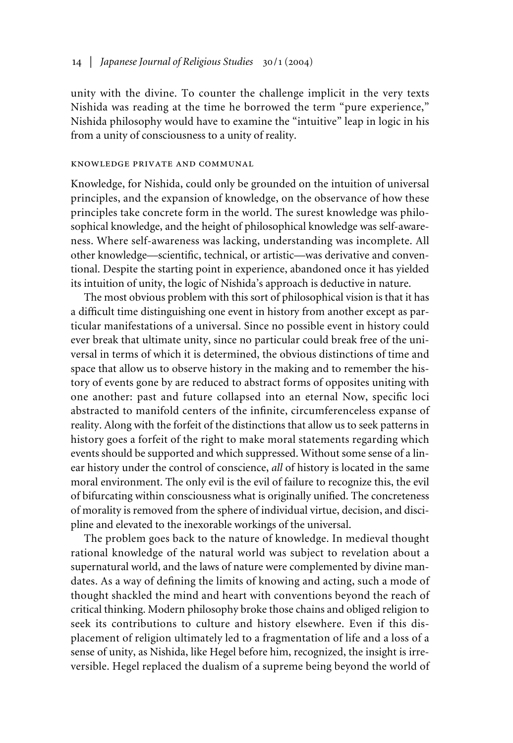unity with the divine. To counter the challenge implicit in the very texts Nishida was reading at the time he borrowed the term "pure experience," Nishida philosophy would have to examine the "intuitive" leap in logic in his from a unity of consciousness to a unity of reality.

### knowledge private and communal

Knowledge, for Nishida, could only be grounded on the intuition of universal principles, and the expansion of knowledge, on the observance of how these principles take concrete form in the world. The surest knowledge was philosophical knowledge, and the height of philosophical knowledge was self-awareness. Where self-awareness was lacking, understanding was incomplete. All other knowledge—scientific, technical, or artistic—was derivative and conventional. Despite the starting point in experience, abandoned once it has yielded its intuition of unity, the logic of Nishida's approach is deductive in nature.

The most obvious problem with this sort of philosophical vision is that it has a difficult time distinguishing one event in history from another except as particular manifestations of a universal. Since no possible event in history could ever break that ultimate unity, since no particular could break free of the universal in terms of which it is determined, the obvious distinctions of time and space that allow us to observe history in the making and to remember the history of events gone by are reduced to abstract forms of opposites uniting with one another: past and future collapsed into an eternal Now, specific loci abstracted to manifold centers of the infinite, circumferenceless expanse of reality. Along with the forfeit of the distinctions that allow us to seek patterns in history goes a forfeit of the right to make moral statements regarding which events should be supported and which suppressed. Without some sense of a linear history under the control of conscience, *all* of history is located in the same moral environment. The only evil is the evil of failure to recognize this, the evil of bifurcating within consciousness what is originally unified. The concreteness of morality is removed from the sphere of individual virtue, decision, and discipline and elevated to the inexorable workings of the universal.

The problem goes back to the nature of knowledge. In medieval thought rational knowledge of the natural world was subject to revelation about a supernatural world, and the laws of nature were complemented by divine mandates. As a way of defining the limits of knowing and acting, such a mode of thought shackled the mind and heart with conventions beyond the reach of critical thinking. Modern philosophy broke those chains and obliged religion to seek its contributions to culture and history elsewhere. Even if this displacement of religion ultimately led to a fragmentation of life and a loss of a sense of unity, as Nishida, like Hegel before him, recognized, the insight is irreversible. Hegel replaced the dualism of a supreme being beyond the world of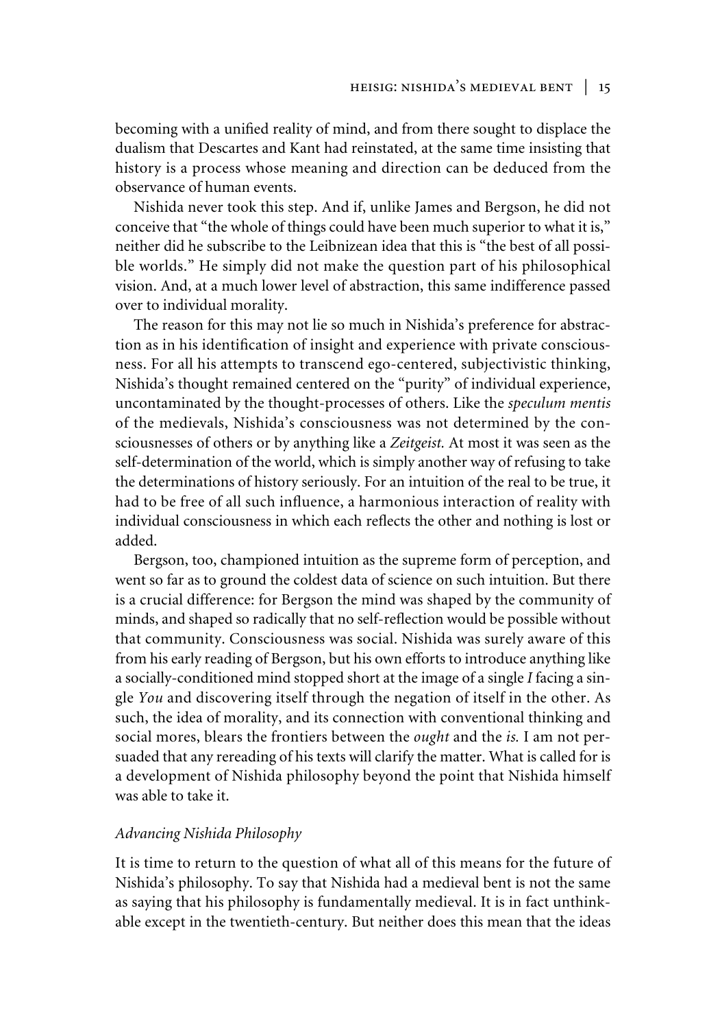becoming with a unified reality of mind, and from there sought to displace the dualism that Descartes and Kant had reinstated, at the same time insisting that history is a process whose meaning and direction can be deduced from the observance of human events.

Nishida never took this step. And if, unlike James and Bergson, he did not conceive that "the whole of things could have been much superior to what it is," neither did he subscribe to the Leibnizean idea that this is "the best of all possible worlds." He simply did not make the question part of his philosophical vision. And, at a much lower level of abstraction, this same indifference passed over to individual morality.

The reason for this may not lie so much in Nishida's preference for abstraction as in his identification of insight and experience with private consciousness. For all his attempts to transcend ego-centered, subjectivistic thinking, Nishida's thought remained centered on the "purity" of individual experience, uncontaminated by the thought-processes of others. Like the *speculum mentis* of the medievals, Nishida's consciousness was not determined by the consciousnesses of others or by anything like a *Zeitgeist.* At most it was seen as the self-determination of the world, which is simply another way of refusing to take the determinations of history seriously. For an intuition of the real to be true, it had to be free of all such influence, a harmonious interaction of reality with individual consciousness in which each reflects the other and nothing is lost or added.

Bergson, too, championed intuition as the supreme form of perception, and went so far as to ground the coldest data of science on such intuition. But there is a crucial difference: for Bergson the mind was shaped by the community of minds, and shaped so radically that no self-reflection would be possible without that community. Consciousness was social. Nishida was surely aware of this from his early reading of Bergson, but his own efforts to introduce anything like a socially-conditioned mind stopped short at the image of a single *I* facing a single *You* and discovering itself through the negation of itself in the other. As such, the idea of morality, and its connection with conventional thinking and social mores, blears the frontiers between the *ought* and the *is.* I am not persuaded that any rereading of his texts will clarify the matter. What is called for is a development of Nishida philosophy beyond the point that Nishida himself was able to take it.

### *Advancing Nishida Philosophy*

It is time to return to the question of what all of this means for the future of Nishida's philosophy. To say that Nishida had a medieval bent is not the same as saying that his philosophy is fundamentally medieval. It is in fact unthinkable except in the twentieth-century. But neither does this mean that the ideas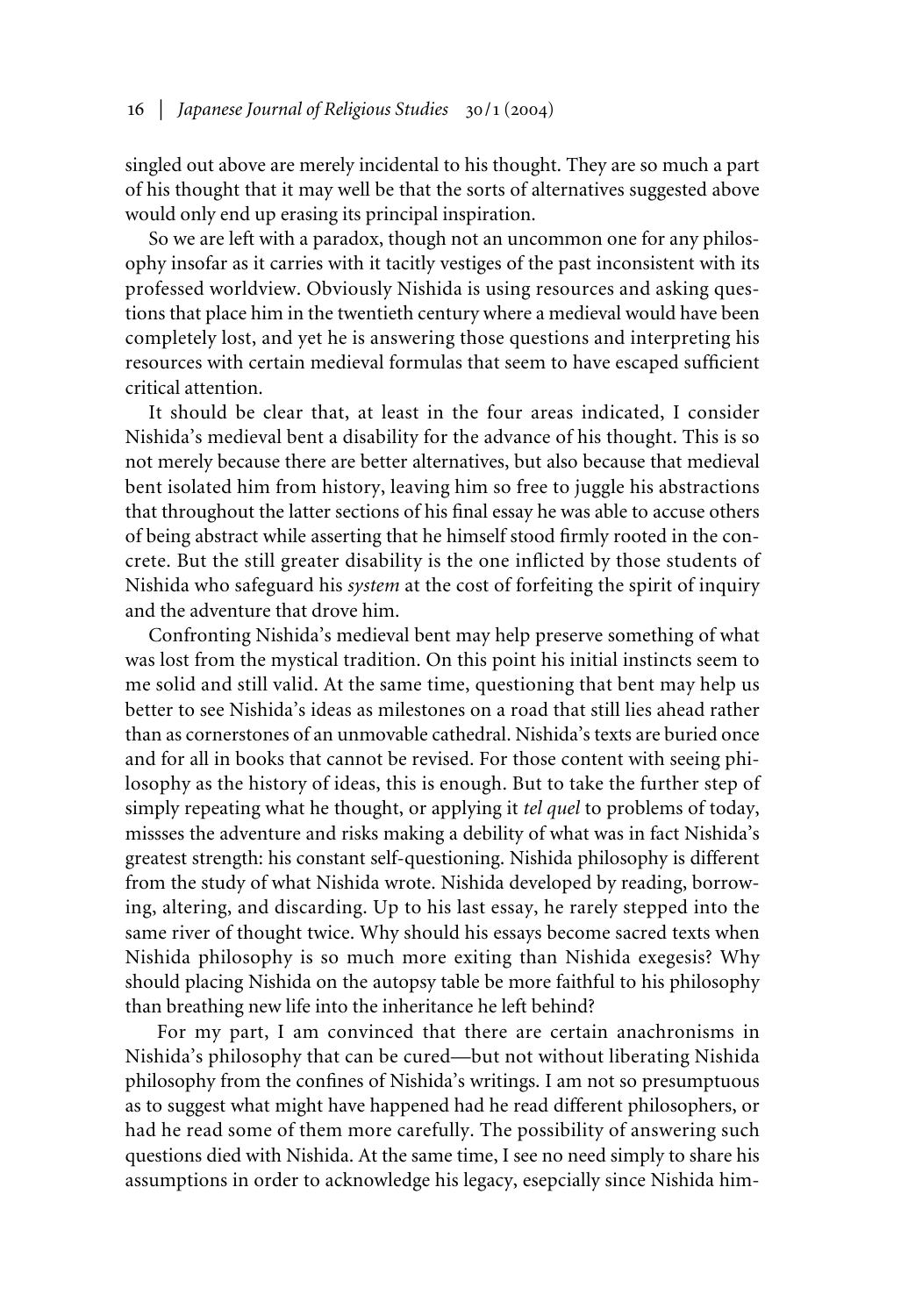singled out above are merely incidental to his thought. They are so much a part of his thought that it may well be that the sorts of alternatives suggested above would only end up erasing its principal inspiration.

So we are left with a paradox, though not an uncommon one for any philosophy insofar as it carries with it tacitly vestiges of the past inconsistent with its professed worldview. Obviously Nishida is using resources and asking questions that place him in the twentieth century where a medieval would have been completely lost, and yet he is answering those questions and interpreting his resources with certain medieval formulas that seem to have escaped sufficient critical attention.

It should be clear that, at least in the four areas indicated, I consider Nishida's medieval bent a disability for the advance of his thought. This is so not merely because there are better alternatives, but also because that medieval bent isolated him from history, leaving him so free to juggle his abstractions that throughout the latter sections of his final essay he was able to accuse others of being abstract while asserting that he himself stood firmly rooted in the concrete. But the still greater disability is the one inflicted by those students of Nishida who safeguard his *system* at the cost of forfeiting the spirit of inquiry and the adventure that drove him.

Confronting Nishida's medieval bent may help preserve something of what was lost from the mystical tradition. On this point his initial instincts seem to me solid and still valid. At the same time, questioning that bent may help us better to see Nishida's ideas as milestones on a road that still lies ahead rather than as cornerstones of an unmovable cathedral. Nishida's texts are buried once and for all in books that cannot be revised. For those content with seeing philosophy as the history of ideas, this is enough. But to take the further step of simply repeating what he thought, or applying it *tel quel* to problems of today, missses the adventure and risks making a debility of what was in fact Nishida's greatest strength: his constant self-questioning. Nishida philosophy is different from the study of what Nishida wrote. Nishida developed by reading, borrowing, altering, and discarding. Up to his last essay, he rarely stepped into the same river of thought twice. Why should his essays become sacred texts when Nishida philosophy is so much more exiting than Nishida exegesis? Why should placing Nishida on the autopsy table be more faithful to his philosophy than breathing new life into the inheritance he left behind?

For my part, I am convinced that there are certain anachronisms in Nishida's philosophy that can be cured—but not without liberating Nishida philosophy from the confines of Nishida's writings. I am not so presumptuous as to suggest what might have happened had he read different philosophers, or had he read some of them more carefully. The possibility of answering such questions died with Nishida. At the same time, I see no need simply to share his assumptions in order to acknowledge his legacy, esepcially since Nishida him-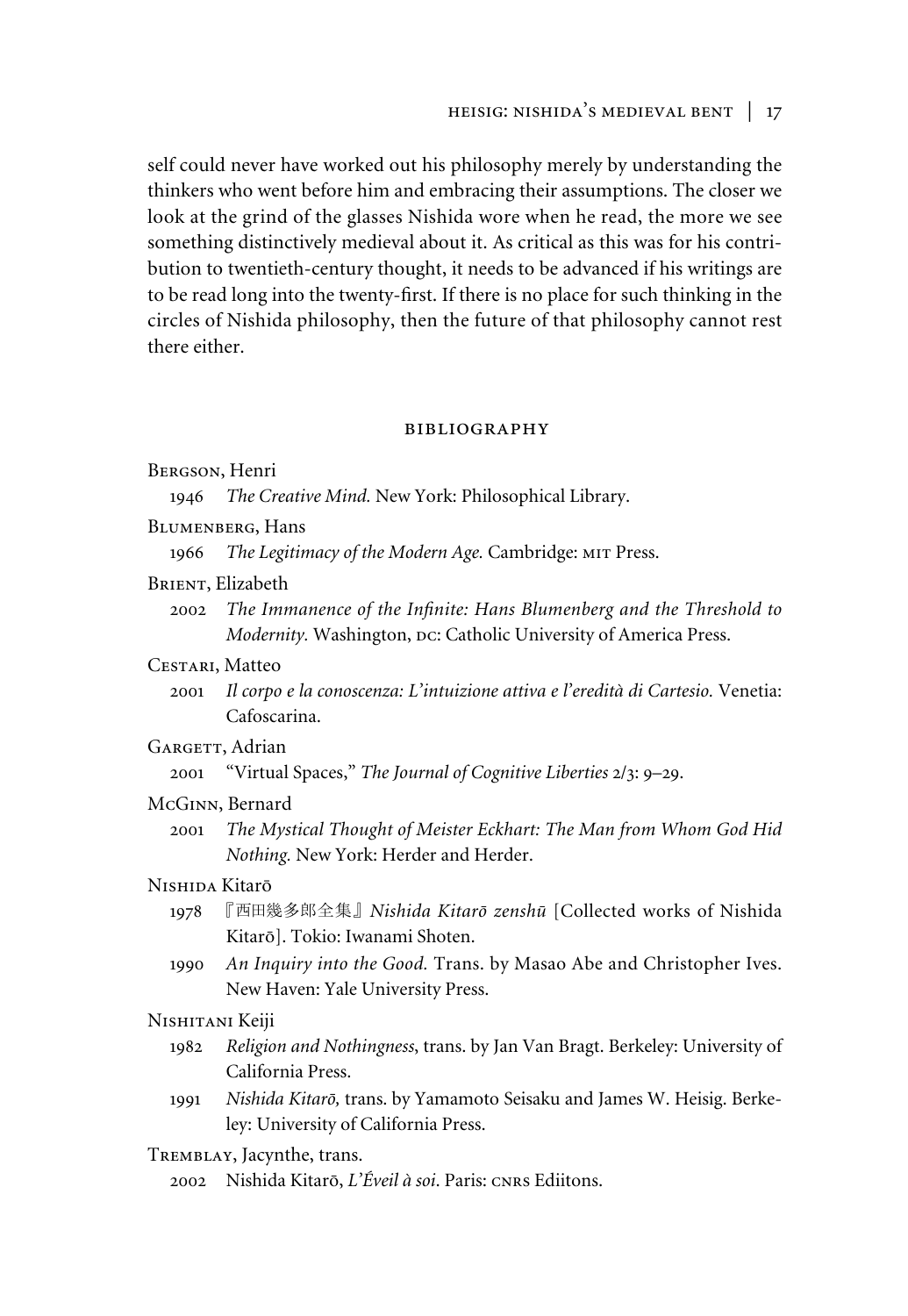self could never have worked out his philosophy merely by understanding the thinkers who went before him and embracing their assumptions. The closer we look at the grind of the glasses Nishida wore when he read, the more we see something distinctively medieval about it. As critical as this was for his contribution to twentieth-century thought, it needs to be advanced if his writings are to be read long into the twenty-first. If there is no place for such thinking in the circles of Nishida philosophy, then the future of that philosophy cannot rest there either.

## BIBLIOGRAPHY

Bergson, Henri

1946 *The Creative Mind.* New York: Philosophical Library.

Blumenberg, Hans

1966 *The Legitimacy of the Modern Age.* Cambridge: MIT Press.

Brient, Elizabeth

2002 *The Immanence of the Infinite: Hans Blumenberg and the Threshold to Modernity.* Washington, DC: Catholic University of America Press.

Cestari, Matteo

2001 *Il corpo e la conoscenza: L'intuizione attiva e l'eredità di Cartesio.* Venetia: Cafoscarina.

Gargett, Adrian

2001 "Virtual Spaces," *The Journal of Cognitive Liberties* 2/3: 9–29.

McGinn, Bernard

2001 *The Mystical Thought of Meister Eckhart: The Man from Whom God Hid Nothing.* New York: Herder and Herder.

Nishida Kitarō

1978 『西田幾多郎全集』*Nishida Kitarō zenshū* [Collected works of Nishida Kitarō]. Tokio: Iwanami Shoten.

1990 *An Inquiry into the Good.* Trans. by Masao Abe and Christopher Ives. New Haven: Yale University Press.

Nishitani Keiji

1982 *Religion and Nothingness*, trans. by Jan Van Bragt. Berkeley: University of California Press.

1991 *Nishida Kitarō,* trans. by Yamamoto Seisaku and James W. Heisig. Berkeley: University of California Press.

Tremblay, Jacynthe, trans.

2002 Nishida Kitarō, *L'Éveil à soi*. Paris: CNRS Ediitons.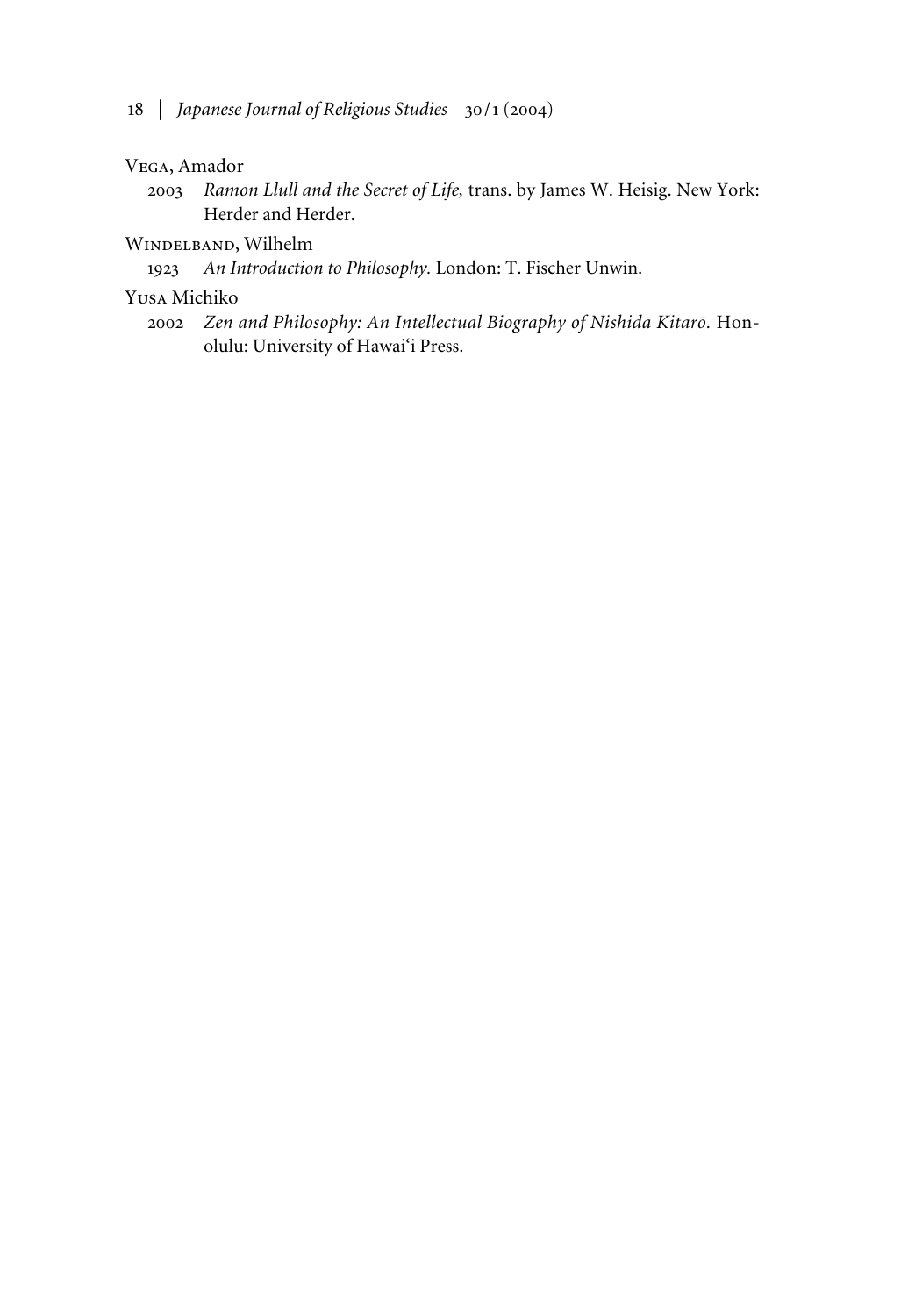Vega, Amador

2003 *Ramon Llull and the Secret of Life,* trans. by James W. Heisig. New York: Herder and Herder.

Windelband, Wilhelm

1923 *An Introduction to Philosophy.* London: T. Fischer Unwin.

Yusa Michiko

2002 *Zen and Philosophy: An Intellectual Biography of Nishida Kitarō.* Honolulu: University of Hawai'i Press.